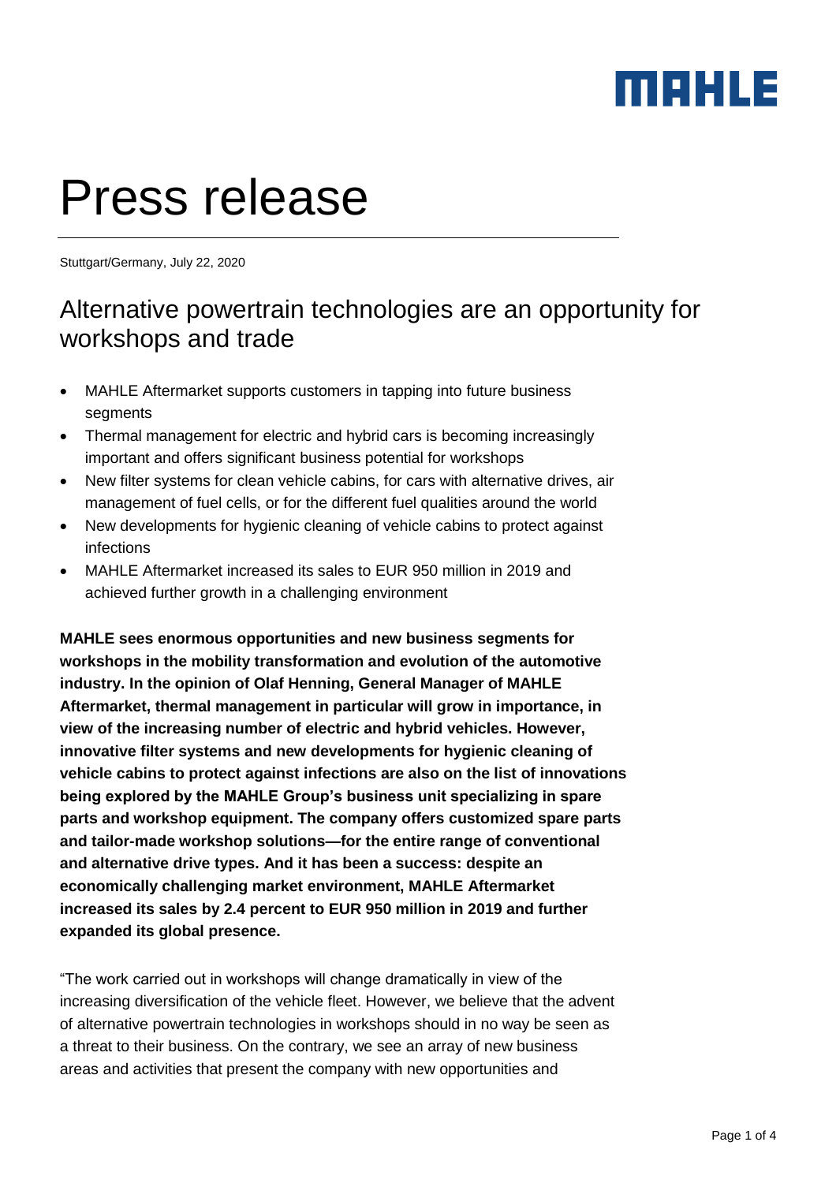MAHLE

# Press release

Stuttgart/Germany, July 22, 2020

## Alternative powertrain technologies are an opportunity for workshops and trade

- MAHLE Aftermarket supports customers in tapping into future business segments
- Thermal management for electric and hybrid cars is becoming increasingly important and offers significant business potential for workshops
- New filter systems for clean vehicle cabins, for cars with alternative drives, air management of fuel cells, or for the different fuel qualities around the world
- New developments for hygienic cleaning of vehicle cabins to protect against infections
- MAHLE Aftermarket increased its sales to EUR 950 million in 2019 and achieved further growth in a challenging environment

**MAHLE sees enormous opportunities and new business segments for workshops in the mobility transformation and evolution of the automotive industry. In the opinion of Olaf Henning, General Manager of MAHLE Aftermarket, thermal management in particular will grow in importance, in view of the increasing number of electric and hybrid vehicles. However, innovative filter systems and new developments for hygienic cleaning of vehicle cabins to protect against infections are also on the list of innovations being explored by the MAHLE Group's business unit specializing in spare parts and workshop equipment. The company offers customized spare parts and tailor-made workshop solutions—for the entire range of conventional and alternative drive types. And it has been a success: despite an economically challenging market environment, MAHLE Aftermarket increased its sales by 2.4 percent to EUR 950 million in 2019 and further expanded its global presence.**

"The work carried out in workshops will change dramatically in view of the increasing diversification of the vehicle fleet. However, we believe that the advent of alternative powertrain technologies in workshops should in no way be seen as a threat to their business. On the contrary, we see an array of new business areas and activities that present the company with new opportunities and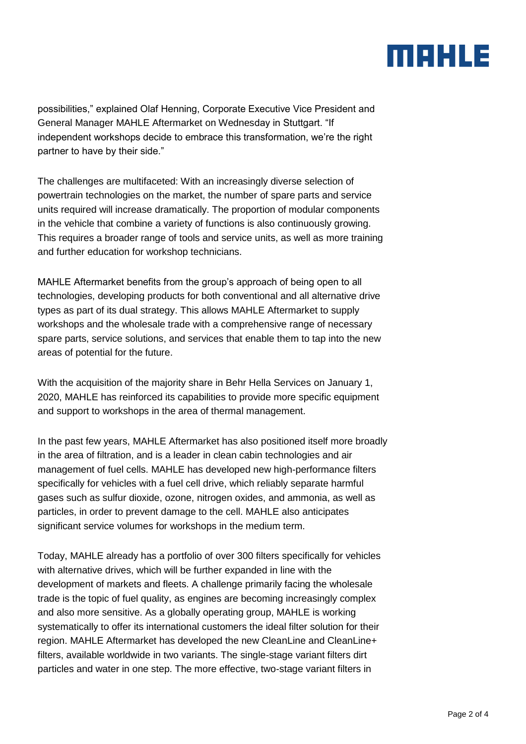possibilities," explained Olaf Henning, Corporate Executive Vice President and General Manager MAHLE Aftermarket on Wednesday in Stuttgart. "If independent workshops decide to embrace this transformation, we're the right partner to have by their side."

The challenges are multifaceted: With an increasingly diverse selection of powertrain technologies on the market, the number of spare parts and service units required will increase dramatically. The proportion of modular components in the vehicle that combine a variety of functions is also continuously growing. This requires a broader range of tools and service units, as well as more training and further education for workshop technicians.

MAHLE Aftermarket benefits from the group's approach of being open to all technologies, developing products for both conventional and all alternative drive types as part of its dual strategy. This allows MAHLE Aftermarket to supply workshops and the wholesale trade with a comprehensive range of necessary spare parts, service solutions, and services that enable them to tap into the new areas of potential for the future.

With the acquisition of the majority share in Behr Hella Services on January 1, 2020, MAHLE has reinforced its capabilities to provide more specific equipment and support to workshops in the area of thermal management.

In the past few years, MAHLE Aftermarket has also positioned itself more broadly in the area of filtration, and is a leader in clean cabin technologies and air management of fuel cells. MAHLE has developed new high-performance filters specifically for vehicles with a fuel cell drive, which reliably separate harmful gases such as sulfur dioxide, ozone, nitrogen oxides, and ammonia, as well as particles, in order to prevent damage to the cell. MAHLE also anticipates significant service volumes for workshops in the medium term.

Today, MAHLE already has a portfolio of over 300 filters specifically for vehicles with alternative drives, which will be further expanded in line with the development of markets and fleets. A challenge primarily facing the wholesale trade is the topic of fuel quality, as engines are becoming increasingly complex and also more sensitive. As a globally operating group, MAHLE is working systematically to offer its international customers the ideal filter solution for their region. MAHLE Aftermarket has developed the new CleanLine and CleanLine+ filters, available worldwide in two variants. The single-stage variant filters dirt particles and water in one step. The more effective, two-stage variant filters in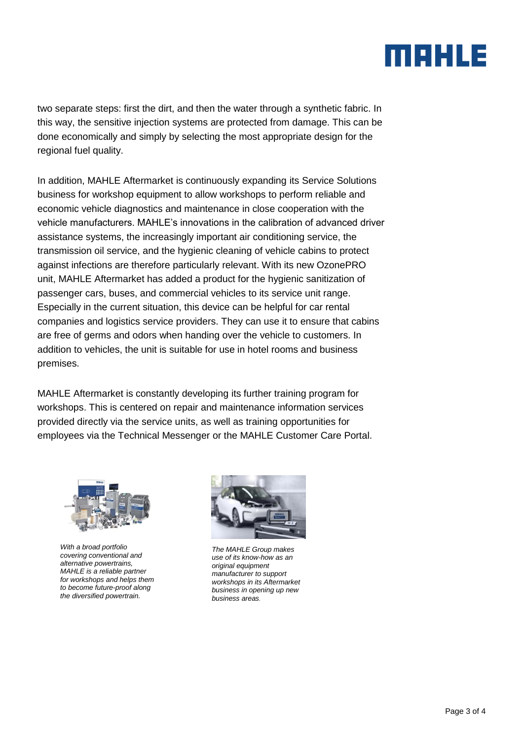two separate steps: first the dirt, and then the water through a synthetic fabric. In this way, the sensitive injection systems are protected from damage. This can be done economically and simply by selecting the most appropriate design for the regional fuel quality.

In addition, MAHLE Aftermarket is continuously expanding its Service Solutions business for workshop equipment to allow workshops to perform reliable and economic vehicle diagnostics and maintenance in close cooperation with the vehicle manufacturers. MAHLE's innovations in the calibration of advanced driver assistance systems, the increasingly important air conditioning service, the transmission oil service, and the hygienic cleaning of vehicle cabins to protect against infections are therefore particularly relevant. With its new OzonePRO unit, MAHLE Aftermarket has added a product for the hygienic sanitization of passenger cars, buses, and commercial vehicles to its service unit range. Especially in the current situation, this device can be helpful for car rental companies and logistics service providers. They can use it to ensure that cabins are free of germs and odors when handing over the vehicle to customers. In addition to vehicles, the unit is suitable for use in hotel rooms and business premises.

MAHLE Aftermarket is constantly developing its further training program for workshops. This is centered on repair and maintenance information services provided directly via the service units, as well as training opportunities for employees via the Technical Messenger or the MAHLE Customer Care Portal.

*With a broad portfolio covering conventional and alternative powertrains, MAHLE is a reliable partner for workshops and helps them to become future-proof along the diversified powertrain.*

*The MAHLE Group makes use of its know-how as an original equipment manufacturer to support workshops in its Aftermarket business in opening up new business areas.*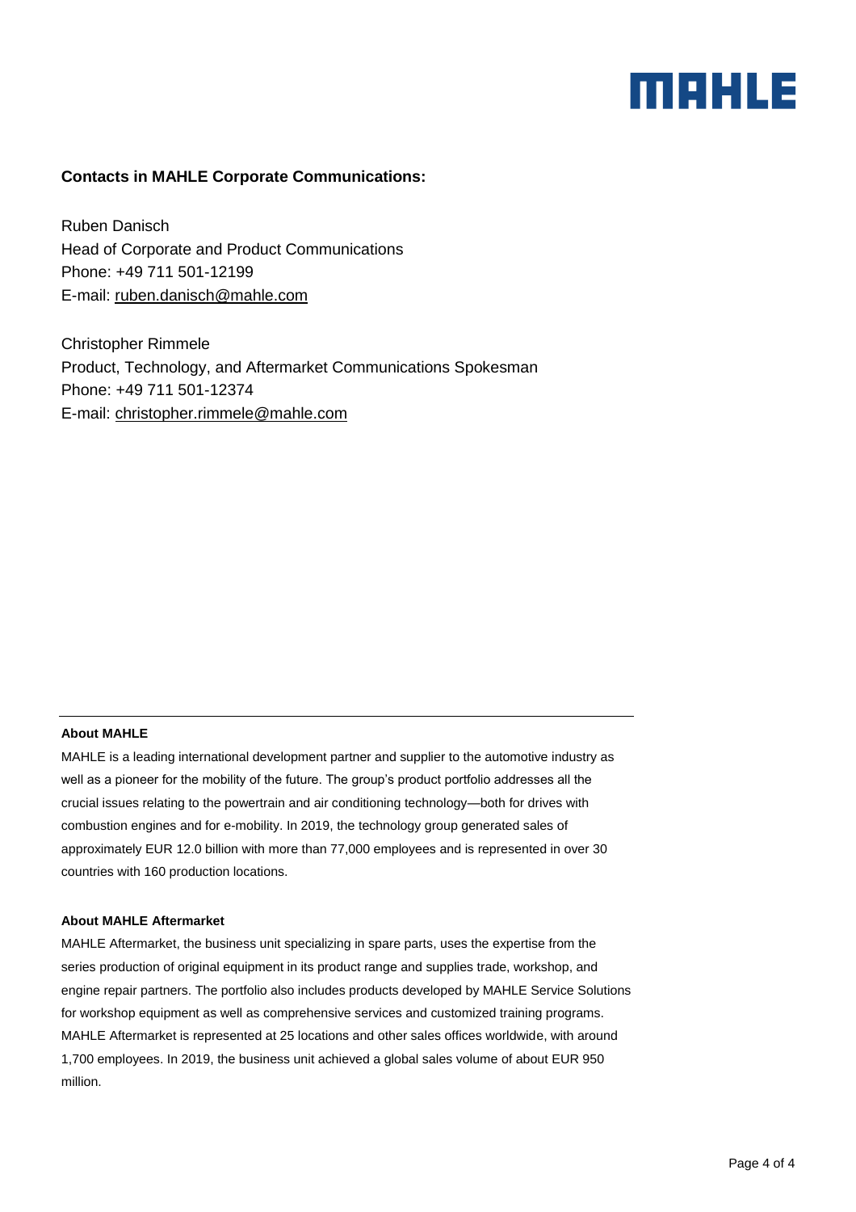**Contacts in MAHLE Corporate Communications:**

Ruben Danisch  
Head of Corporate and Product Communications  
Phone: +49 711 501-12199  
E-mail: ruben.danisch@mahle.com

Christopher Rimmele  
Product, Technology, and Aftermarket Communications Spokesman  
Phone: +49 711 501-12374  
E-mail: christopher.rimmele@mahle.com

---

**About MAHLE**

MAHLE is a leading international development partner and supplier to the automotive industry as well as a pioneer for the mobility of the future. The group's product portfolio addresses all the crucial issues relating to the powertrain and air conditioning technology—both for drives with combustion engines and for e-mobility. In 2019, the technology group generated sales of approximately EUR 12.0 billion with more than 77,000 employees and is represented in over 30 countries with 160 production locations.

**About MAHLE Aftermarket**

MAHLE Aftermarket, the business unit specializing in spare parts, uses the expertise from the series production of original equipment in its product range and supplies trade, workshop, and engine repair partners. The portfolio also includes products developed by MAHLE Service Solutions for workshop equipment as well as comprehensive services and customized training programs. MAHLE Aftermarket is represented at 25 locations and other sales offices worldwide, with around 1,700 employees. In 2019, the business unit achieved a global sales volume of about EUR 950 million.